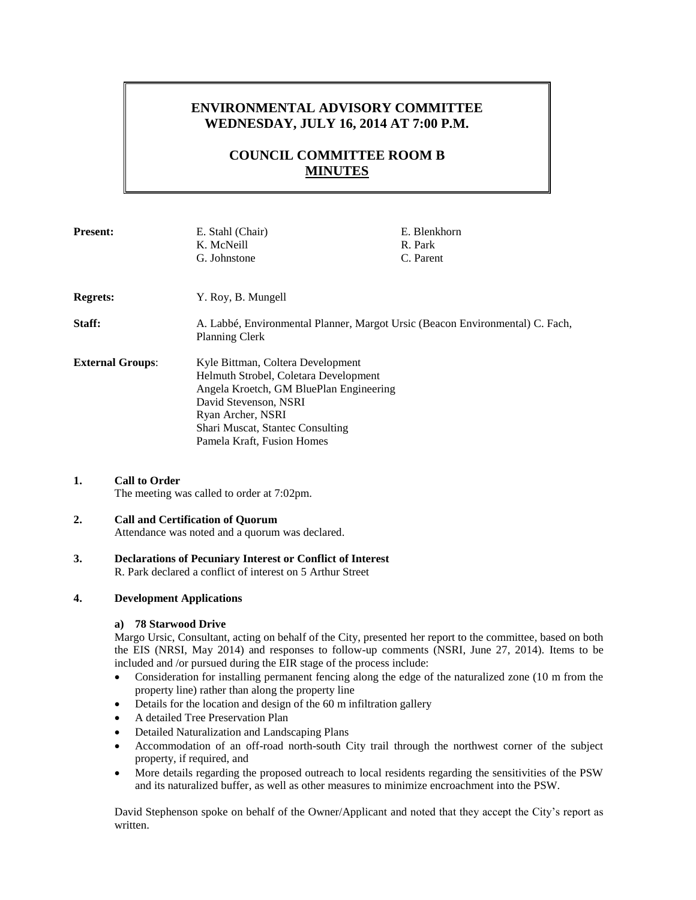# ENVIRONMENTAL ADVISORY COMMITTEE
# WEDNESDAY, JULY 16, 2014 AT 7:00 P.M.

## COUNCIL COMMITTEE ROOM B
## MINUTES

**Present:** E. Stahl (Chair), K. McNeill, G. Johnstone, E. Blenkhorn, R. Park, C. Parent

**Regrets:** Y. Roy, B. Mungell

**Staff:** A. Labbé, Environmental Planner, Margot Ursic (Beacon Environmental) C. Fach, Planning Clerk

**External Groups**:
Kyle Bittman, Coltera Development
Helmuth Strobel, Coletara Development
Angela Kroetch, GM BluePlan Engineering
David Stevenson, NSRI
Ryan Archer, NSRI
Shari Muscat, Stantec Consulting
Pamela Kraft, Fusion Homes

**1. Call to Order**

The meeting was called to order at 7:02pm.

**2. Call and Certification of Quorum**

Attendance was noted and a quorum was declared.

**3. Declarations of Pecuniary Interest or Conflict of Interest**

R. Park declared a conflict of interest on 5 Arthur Street

**4. Development Applications**

**a) 78 Starwood Drive**

Margo Ursic, Consultant, acting on behalf of the City, presented her report to the committee, based on both the EIS (NRSI, May 2014) and responses to follow-up comments (NSRI, June 27, 2014). Items to be included and /or pursued during the EIR stage of the process include:

- Consideration for installing permanent fencing along the edge of the naturalized zone (10 m from the property line) rather than along the property line
- Details for the location and design of the 60 m infiltration gallery
- A detailed Tree Preservation Plan
- Detailed Naturalization and Landscaping Plans
- Accommodation of an off-road north-south City trail through the northwest corner of the subject property, if required, and
- More details regarding the proposed outreach to local residents regarding the sensitivities of the PSW and its naturalized buffer, as well as other measures to minimize encroachment into the PSW.

David Stephenson spoke on behalf of the Owner/Applicant and noted that they accept the City's report as written.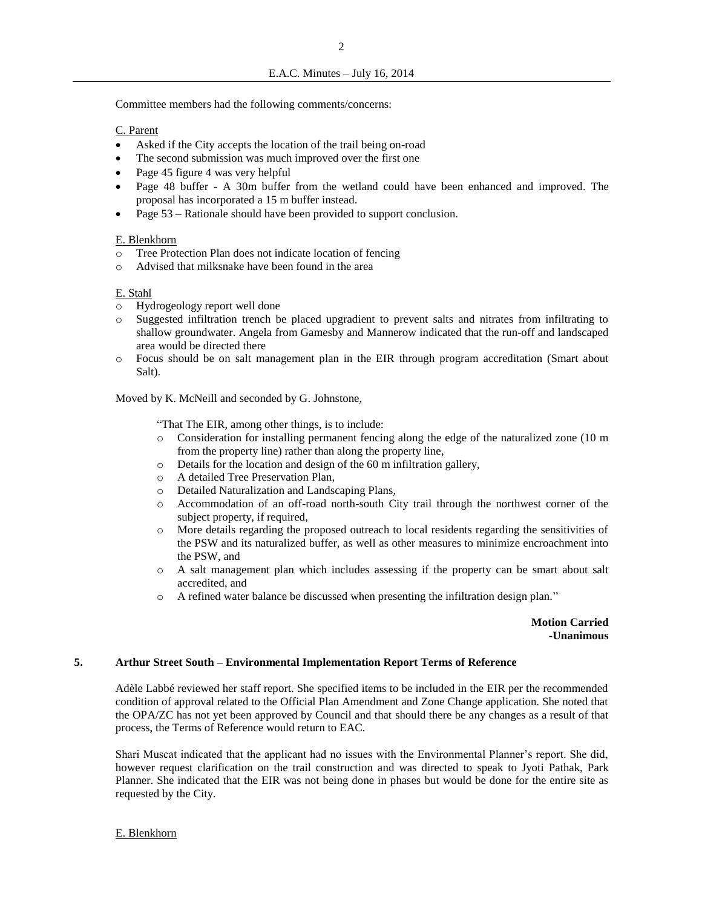Committee members had the following comments/concerns:

C. Parent

- Asked if the City accepts the location of the trail being on-road
- The second submission was much improved over the first one
- Page 45 figure 4 was very helpful
- Page 48 buffer - A 30m buffer from the wetland could have been enhanced and improved. The proposal has incorporated a 15 m buffer instead.
- Page 53 – Rationale should have been provided to support conclusion.

E. Blenkhorn

- Tree Protection Plan does not indicate location of fencing
- Advised that milksnake have been found in the area

E. Stahl

- Hydrogeology report well done
- Suggested infiltration trench be placed upgradient to prevent salts and nitrates from infiltrating to shallow groundwater. Angela from Gamesby and Mannerow indicated that the run-off and landscaped area would be directed there
- Focus should be on salt management plan in the EIR through program accreditation (Smart about Salt).

Moved by K. McNeill and seconded by G. Johnstone,

> "That The EIR, among other things, is to include:
> - Consideration for installing permanent fencing along the edge of the naturalized zone (10 m from the property line) rather than along the property line,
> - Details for the location and design of the 60 m infiltration gallery,
> - A detailed Tree Preservation Plan,
> - Detailed Naturalization and Landscaping Plans,
> - Accommodation of an off-road north-south City trail through the northwest corner of the subject property, if required,
> - More details regarding the proposed outreach to local residents regarding the sensitivities of the PSW and its naturalized buffer, as well as other measures to minimize encroachment into the PSW, and
> - A salt management plan which includes assessing if the property can be smart about salt accredited, and
> - A refined water balance be discussed when presenting the infiltration design plan."

**Motion Carried**
**-Unanimous**

## 5. Arthur Street South – Environmental Implementation Report Terms of Reference

Adèle Labbé reviewed her staff report. She specified items to be included in the EIR per the recommended condition of approval related to the Official Plan Amendment and Zone Change application. She noted that the OPA/ZC has not yet been approved by Council and that should there be any changes as a result of that process, the Terms of Reference would return to EAC.

Shari Muscat indicated that the applicant had no issues with the Environmental Planner's report. She did, however request clarification on the trail construction and was directed to speak to Jyoti Pathak, Park Planner. She indicated that the EIR was not being done in phases but would be done for the entire site as requested by the City.

E. Blenkhorn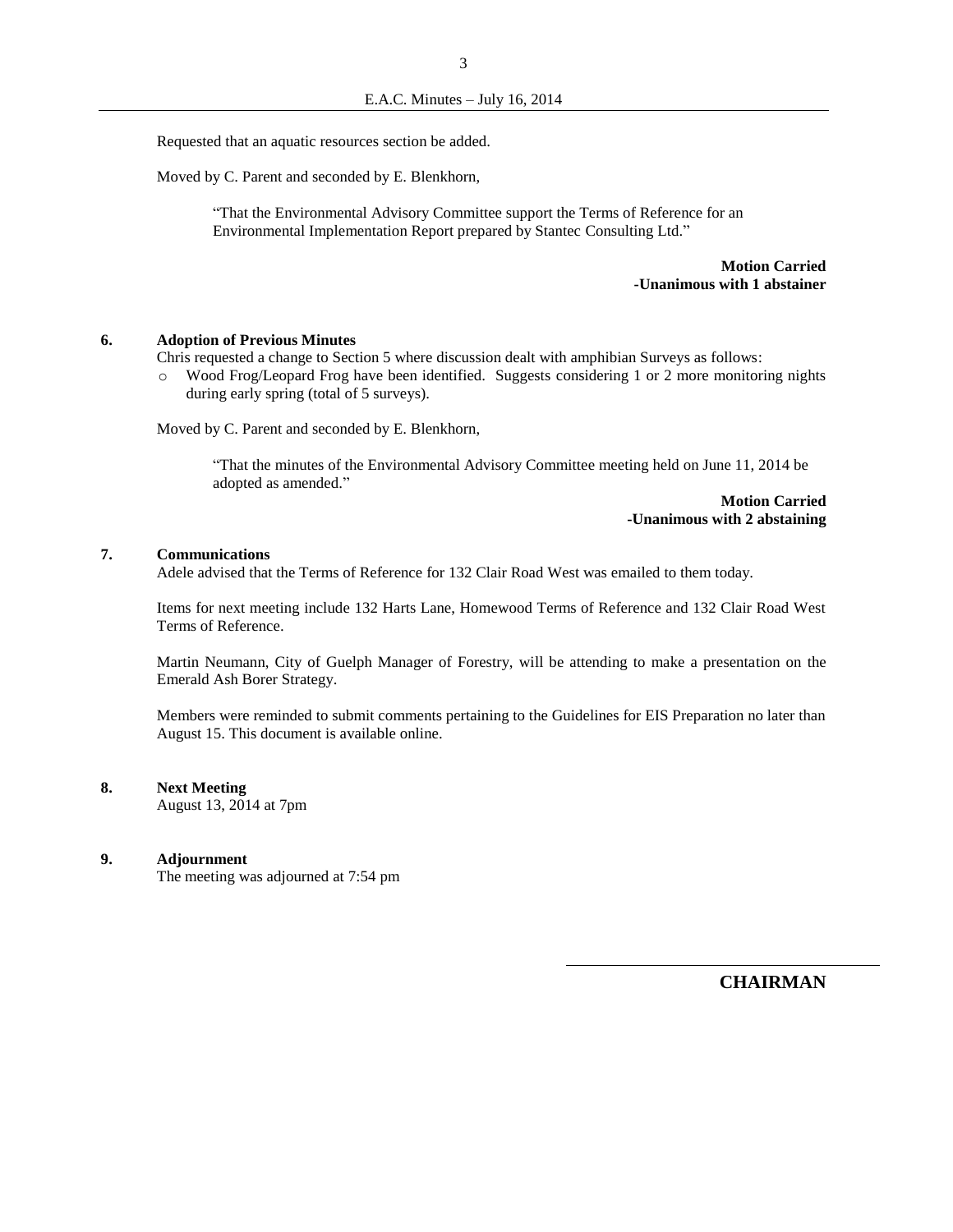Requested that an aquatic resources section be added.

Moved by C. Parent and seconded by E. Blenkhorn,

> "That the Environmental Advisory Committee support the Terms of Reference for an Environmental Implementation Report prepared by Stantec Consulting Ltd."

**Motion Carried**
**-Unanimous with 1 abstainer**

## 6. Adoption of Previous Minutes

Chris requested a change to Section 5 where discussion dealt with amphibian Surveys as follows:

- Wood Frog/Leopard Frog have been identified. Suggests considering 1 or 2 more monitoring nights during early spring (total of 5 surveys).

Moved by C. Parent and seconded by E. Blenkhorn,

> "That the minutes of the Environmental Advisory Committee meeting held on June 11, 2014 be adopted as amended."

**Motion Carried**
**-Unanimous with 2 abstaining**

## 7. Communications

Adele advised that the Terms of Reference for 132 Clair Road West was emailed to them today.

Items for next meeting include 132 Harts Lane, Homewood Terms of Reference and 132 Clair Road West Terms of Reference.

Martin Neumann, City of Guelph Manager of Forestry, will be attending to make a presentation on the Emerald Ash Borer Strategy.

Members were reminded to submit comments pertaining to the Guidelines for EIS Preparation no later than August 15. This document is available online.

## 8. Next Meeting

August 13, 2014 at 7pm

## 9. Adjournment

The meeting was adjourned at 7:54 pm

**CHAIRMAN**